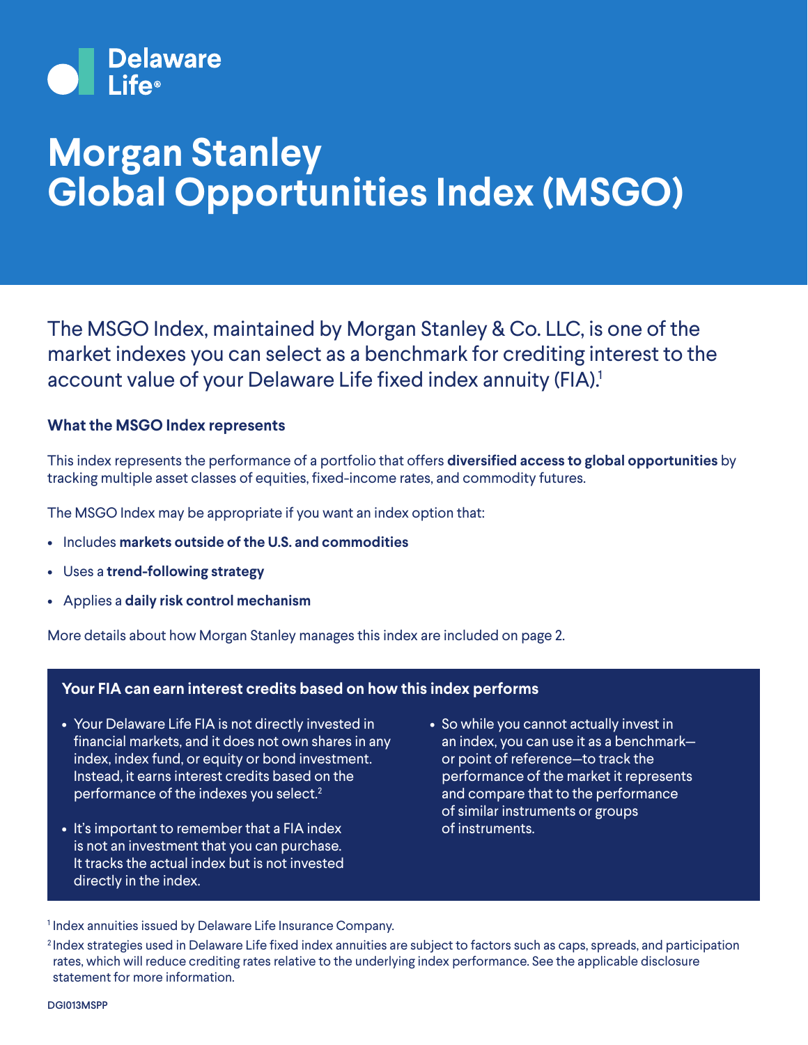Delaware Life®

# Morgan Stanley Global Opportunities Index (MSGO)

The MSGO Index, maintained by Morgan Stanley & Co. LLC, is one of the market indexes you can select as a benchmark for crediting interest to the account value of your Delaware Life fixed index annuity (FIA).[1]

### What the MSGO Index represents

This index represents the performance of a portfolio that offers **diversified access to global opportunities** by tracking multiple asset classes of equities, fixed-income rates, and commodity futures.

The MSGO Index may be appropriate if you want an index option that:

- Includes **markets outside of the U.S. and commodities**
- Uses a **trend-following strategy**
- Applies a **daily risk control mechanism**

More details about how Morgan Stanley manages this index are included on page 2.

### Your FIA can earn interest credits based on how this index performs

- Your Delaware Life FIA is not directly invested in financial markets, and it does not own shares in any index, index fund, or equity or bond investment. Instead, it earns interest credits based on the performance of the indexes you select.[2]
- It's important to remember that a FIA index is not an investment that you can purchase. It tracks the actual index but is not invested directly in the index.
- So while you cannot actually invest in an index, you can use it as a benchmark—or point of reference—to track the performance of the market it represents and compare that to the performance of similar instruments or groups of instruments.

[1] Index annuities issued by Delaware Life Insurance Company.

[2] Index strategies used in Delaware Life fixed index annuities are subject to factors such as caps, spreads, and participation rates, which will reduce crediting rates relative to the underlying index performance. See the applicable disclosure statement for more information.

DGI013MSPP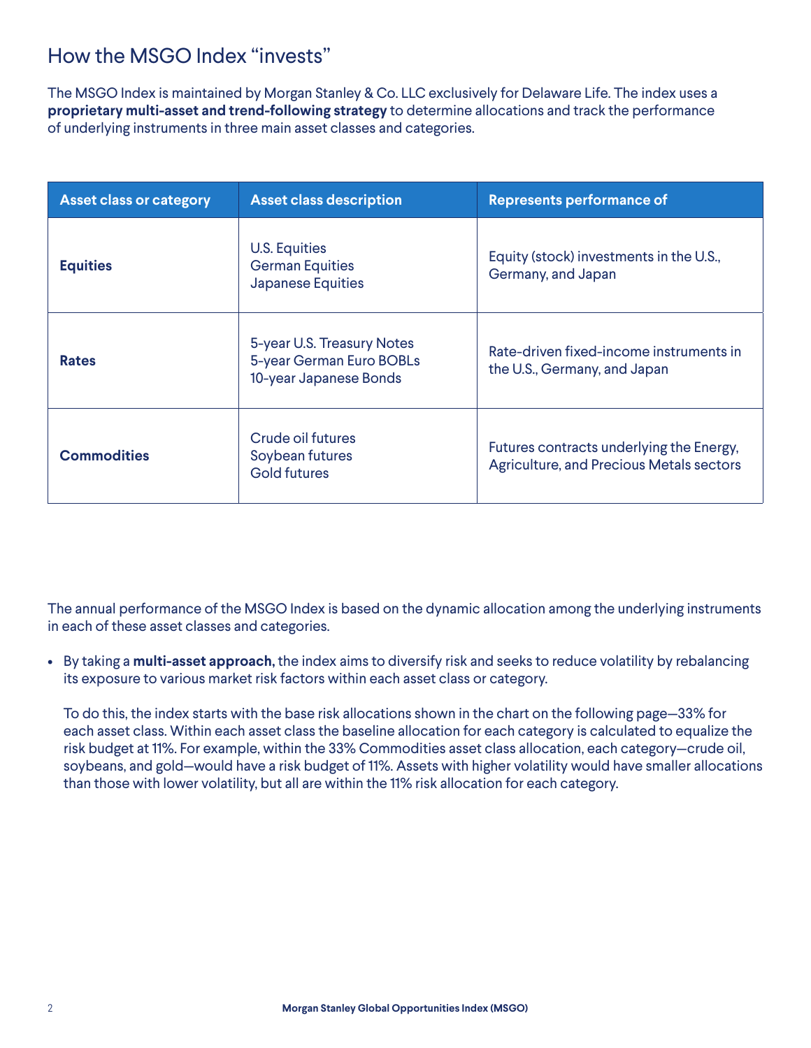# How the MSGO Index "invests"

The MSGO Index is maintained by Morgan Stanley & Co. LLC exclusively for Delaware Life. The index uses a **proprietary multi-asset and trend-following strategy** to determine allocations and track the performance of underlying instruments in three main asset classes and categories.

| Asset class or category | Asset class description | Represents performance of |
|---|---|---|
| **Equities** | U.S. Equities<br>German Equities<br>Japanese Equities | Equity (stock) investments in the U.S., Germany, and Japan |
| **Rates** | 5-year U.S. Treasury Notes<br>5-year German Euro BOBLs<br>10-year Japanese Bonds | Rate-driven fixed-income instruments in the U.S., Germany, and Japan |
| **Commodities** | Crude oil futures<br>Soybean futures<br>Gold futures | Futures contracts underlying the Energy, Agriculture, and Precious Metals sectors |

The annual performance of the MSGO Index is based on the dynamic allocation among the underlying instruments in each of these asset classes and categories.

- By taking a **multi-asset approach,** the index aims to diversify risk and seeks to reduce volatility by rebalancing its exposure to various market risk factors within each asset class or category.

  To do this, the index starts with the base risk allocations shown in the chart on the following page—33% for each asset class. Within each asset class the baseline allocation for each category is calculated to equalize the risk budget at 11%. For example, within the 33% Commodities asset class allocation, each category—crude oil, soybeans, and gold—would have a risk budget of 11%. Assets with higher volatility would have smaller allocations than those with lower volatility, but all are within the 11% risk allocation for each category.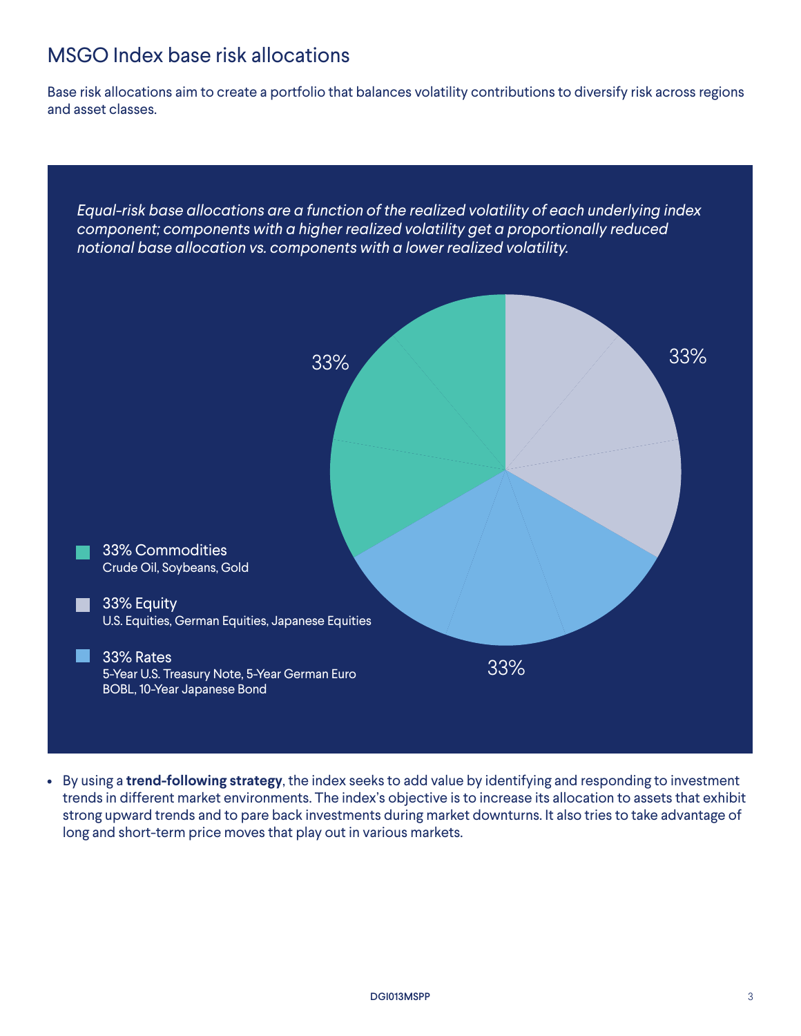## MSGO Index base risk allocations

Base risk allocations aim to create a portfolio that balances volatility contributions to diversify risk across regions and asset classes.

*Equal-risk base allocations are a function of the realized volatility of each underlying index component; components with a higher realized volatility get a proportionally reduced notional base allocation vs. components with a lower realized volatility.*

33%

33%

33%

**33% Commodities**
Crude Oil, Soybeans, Gold

**33% Equity**
U.S. Equities, German Equities, Japanese Equities

**33% Rates**
5-Year U.S. Treasury Note, 5-Year German Euro BOBL, 10-Year Japanese Bond

- By using a **trend-following strategy**, the index seeks to add value by identifying and responding to investment trends in different market environments. The index's objective is to increase its allocation to assets that exhibit strong upward trends and to pare back investments during market downturns. It also tries to take advantage of long and short-term price moves that play out in various markets.

DGI013MSPP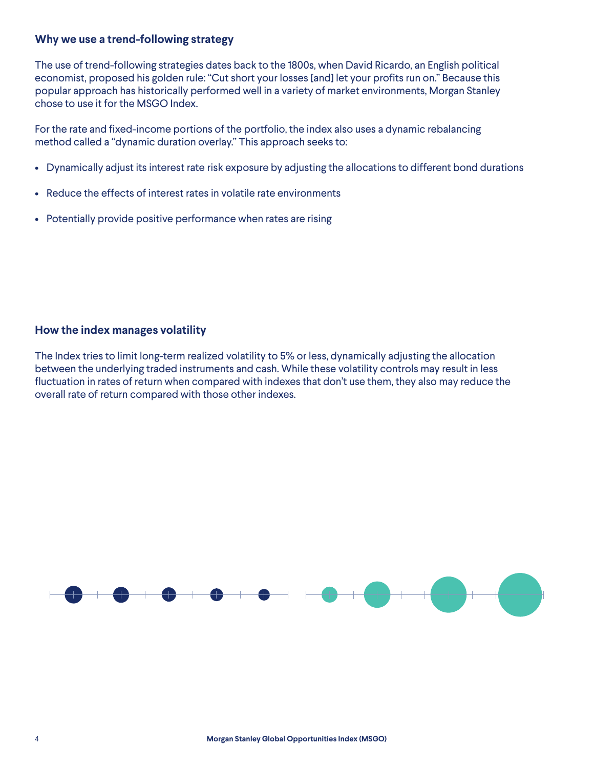## Why we use a trend-following strategy

The use of trend-following strategies dates back to the 1800s, when David Ricardo, an English political economist, proposed his golden rule: "Cut short your losses [and] let your profits run on." Because this popular approach has historically performed well in a variety of market environments, Morgan Stanley chose to use it for the MSGO Index.

For the rate and fixed-income portions of the portfolio, the index also uses a dynamic rebalancing method called a "dynamic duration overlay." This approach seeks to:

- Dynamically adjust its interest rate risk exposure by adjusting the allocations to different bond durations
- Reduce the effects of interest rates in volatile rate environments
- Potentially provide positive performance when rates are rising

## How the index manages volatility

The Index tries to limit long-term realized volatility to 5% or less, dynamically adjusting the allocation between the underlying traded instruments and cash. While these volatility controls may result in less fluctuation in rates of return when compared with indexes that don't use them, they also may reduce the overall rate of return compared with those other indexes.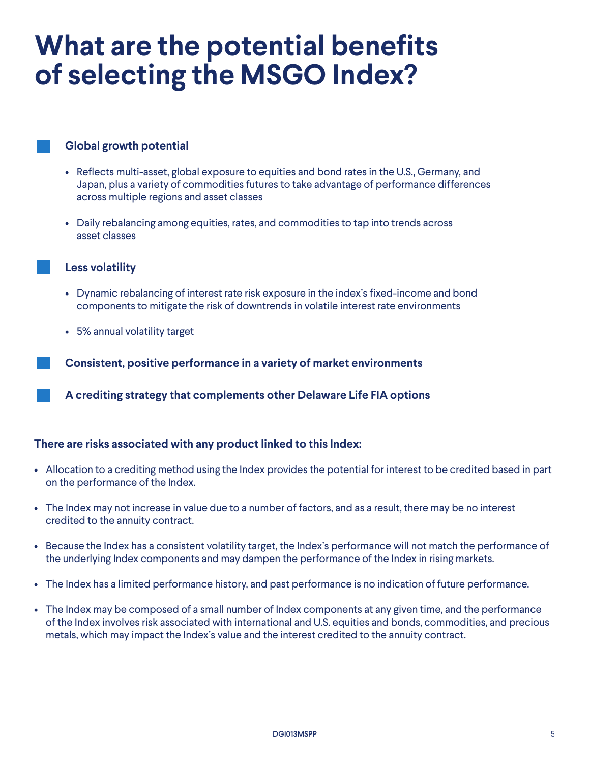# What are the potential benefits of selecting the MSGO Index?

### Global growth potential

- Reflects multi-asset, global exposure to equities and bond rates in the U.S., Germany, and Japan, plus a variety of commodities futures to take advantage of performance differences across multiple regions and asset classes
- Daily rebalancing among equities, rates, and commodities to tap into trends across asset classes

### Less volatility

- Dynamic rebalancing of interest rate risk exposure in the index's fixed-income and bond components to mitigate the risk of downtrends in volatile interest rate environments
- 5% annual volatility target

### Consistent, positive performance in a variety of market environments

### A crediting strategy that complements other Delaware Life FIA options

**There are risks associated with any product linked to this Index:**

- Allocation to a crediting method using the Index provides the potential for interest to be credited based in part on the performance of the Index.
- The Index may not increase in value due to a number of factors, and as a result, there may be no interest credited to the annuity contract.
- Because the Index has a consistent volatility target, the Index's performance will not match the performance of the underlying Index components and may dampen the performance of the Index in rising markets.
- The Index has a limited performance history, and past performance is no indication of future performance.
- The Index may be composed of a small number of Index components at any given time, and the performance of the Index involves risk associated with international and U.S. equities and bonds, commodities, and precious metals, which may impact the Index's value and the interest credited to the annuity contract.

DGI013MSPP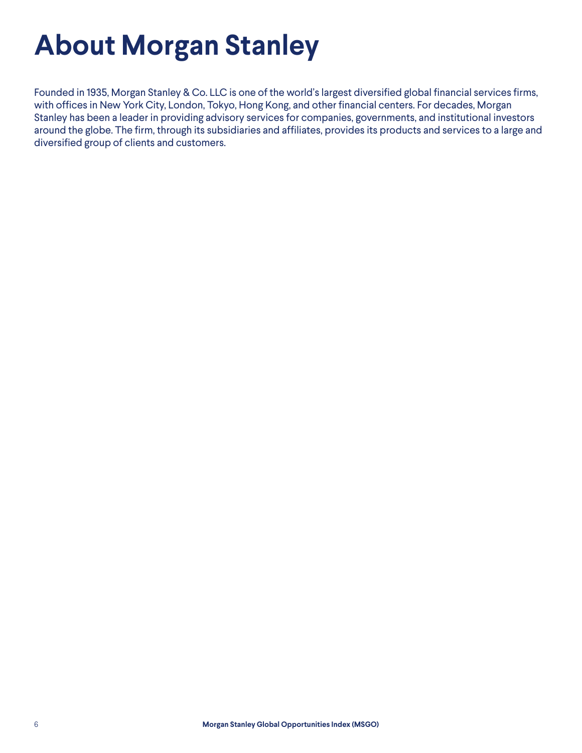# About Morgan Stanley

Founded in 1935, Morgan Stanley & Co. LLC is one of the world's largest diversified global financial services firms, with offices in New York City, London, Tokyo, Hong Kong, and other financial centers. For decades, Morgan Stanley has been a leader in providing advisory services for companies, governments, and institutional investors around the globe. The firm, through its subsidiaries and affiliates, provides its products and services to a large and diversified group of clients and customers.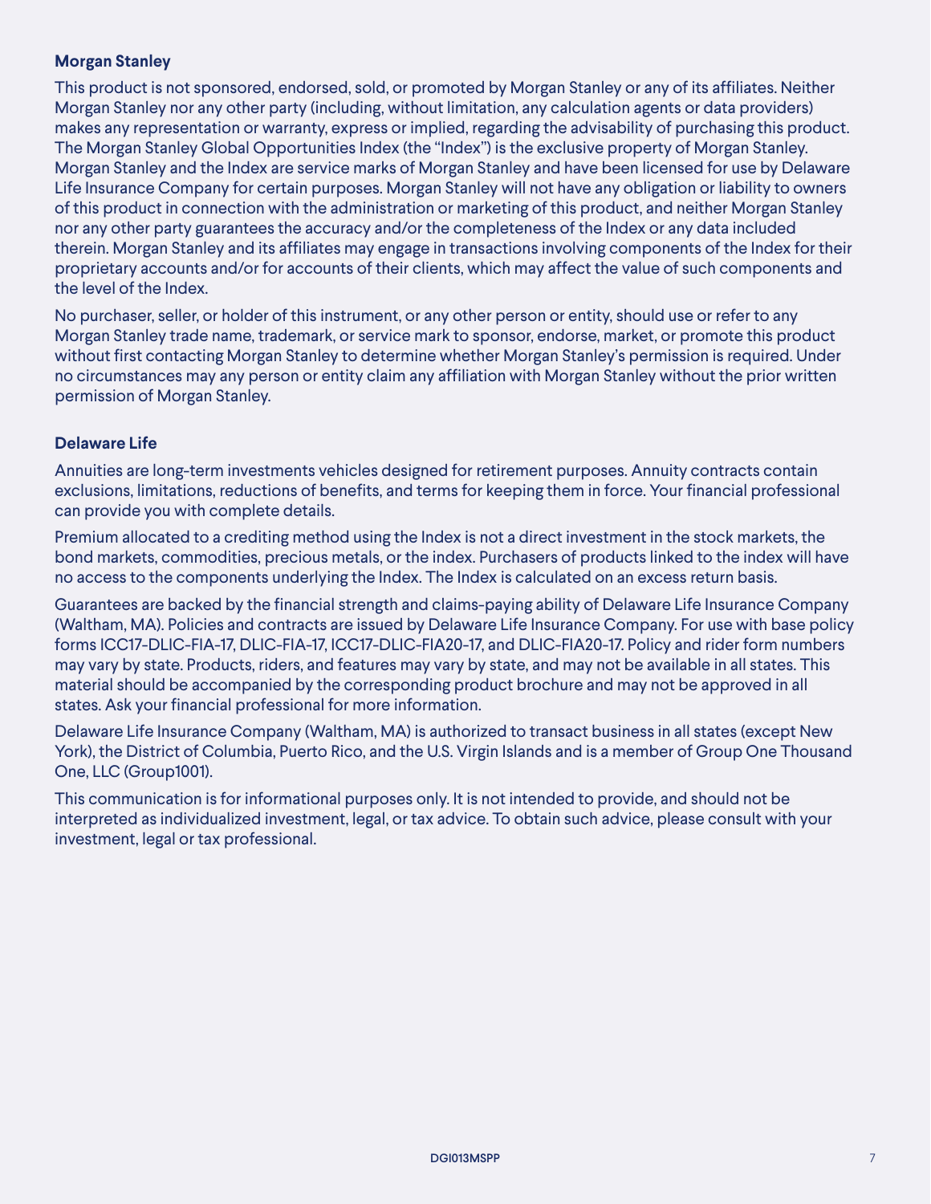**Morgan Stanley**

This product is not sponsored, endorsed, sold, or promoted by Morgan Stanley or any of its affiliates. Neither Morgan Stanley nor any other party (including, without limitation, any calculation agents or data providers) makes any representation or warranty, express or implied, regarding the advisability of purchasing this product. The Morgan Stanley Global Opportunities Index (the "Index") is the exclusive property of Morgan Stanley. Morgan Stanley and the Index are service marks of Morgan Stanley and have been licensed for use by Delaware Life Insurance Company for certain purposes. Morgan Stanley will not have any obligation or liability to owners of this product in connection with the administration or marketing of this product, and neither Morgan Stanley nor any other party guarantees the accuracy and/or the completeness of the Index or any data included therein. Morgan Stanley and its affiliates may engage in transactions involving components of the Index for their proprietary accounts and/or for accounts of their clients, which may affect the value of such components and the level of the Index.

No purchaser, seller, or holder of this instrument, or any other person or entity, should use or refer to any Morgan Stanley trade name, trademark, or service mark to sponsor, endorse, market, or promote this product without first contacting Morgan Stanley to determine whether Morgan Stanley's permission is required. Under no circumstances may any person or entity claim any affiliation with Morgan Stanley without the prior written permission of Morgan Stanley.

**Delaware Life**

Annuities are long-term investments vehicles designed for retirement purposes. Annuity contracts contain exclusions, limitations, reductions of benefits, and terms for keeping them in force. Your financial professional can provide you with complete details.

Premium allocated to a crediting method using the Index is not a direct investment in the stock markets, the bond markets, commodities, precious metals, or the index. Purchasers of products linked to the index will have no access to the components underlying the Index. The Index is calculated on an excess return basis.

Guarantees are backed by the financial strength and claims-paying ability of Delaware Life Insurance Company (Waltham, MA). Policies and contracts are issued by Delaware Life Insurance Company. For use with base policy forms ICC17-DLIC-FIA-17, DLIC-FIA-17, ICC17-DLIC-FIA20-17, and DLIC-FIA20-17. Policy and rider form numbers may vary by state. Products, riders, and features may vary by state, and may not be available in all states. This material should be accompanied by the corresponding product brochure and may not be approved in all states. Ask your financial professional for more information.

Delaware Life Insurance Company (Waltham, MA) is authorized to transact business in all states (except New York), the District of Columbia, Puerto Rico, and the U.S. Virgin Islands and is a member of Group One Thousand One, LLC (Group1001).

This communication is for informational purposes only. It is not intended to provide, and should not be interpreted as individualized investment, legal, or tax advice. To obtain such advice, please consult with your investment, legal or tax professional.

DGI013MSPP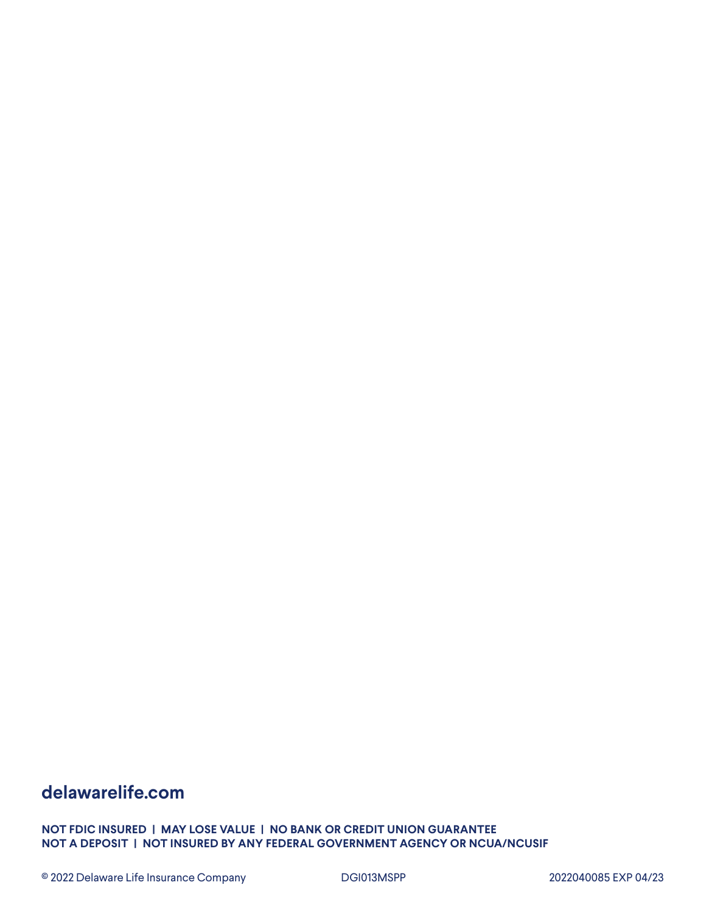**delawarelife.com**

**NOT FDIC INSURED | MAY LOSE VALUE | NO BANK OR CREDIT UNION GUARANTEE**
**NOT A DEPOSIT | NOT INSURED BY ANY FEDERAL GOVERNMENT AGENCY OR NCUA/NCUSIF**

© 2022 Delaware Life Insurance Company DGI013MSPP 2022040085 EXP 04/23